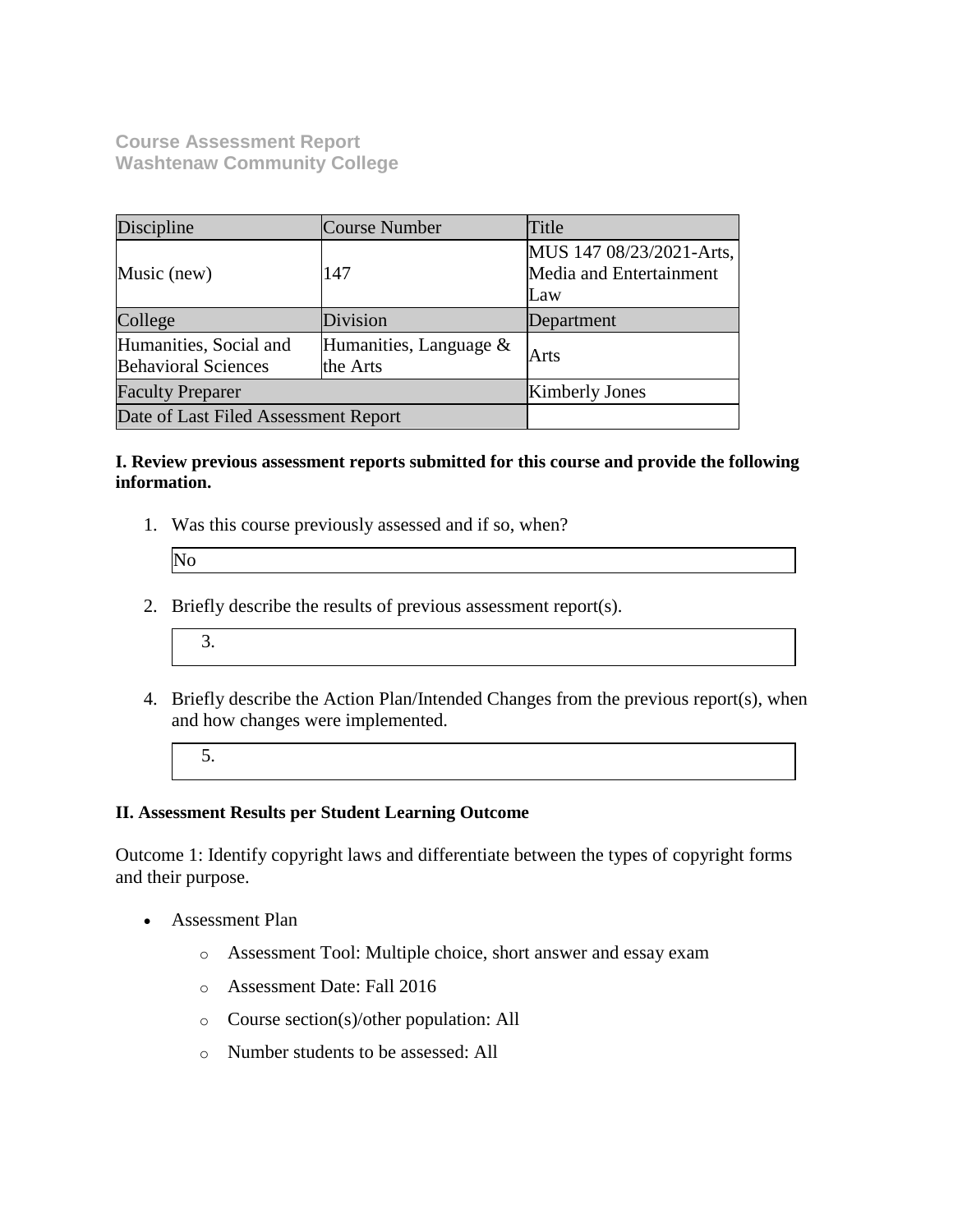**Course Assessment Report**
**Washtenaw Community College**

| Discipline | Course Number | Title |
|---|---|---|
| Music (new) | 147 | MUS 147 08/23/2021-Arts, Media and Entertainment Law |
| College | Division | Department |
| Humanities, Social and Behavioral Sciences | Humanities, Language & the Arts | Arts |
| Faculty Preparer | | Kimberly Jones |
| Date of Last Filed Assessment Report | | |

**I. Review previous assessment reports submitted for this course and provide the following information.**

1. Was this course previously assessed and if so, when?

   No

2. Briefly describe the results of previous assessment report(s).

   3.

4. Briefly describe the Action Plan/Intended Changes from the previous report(s), when and how changes were implemented.

   5.

**II. Assessment Results per Student Learning Outcome**

Outcome 1: Identify copyright laws and differentiate between the types of copyright forms and their purpose.

- Assessment Plan
  - Assessment Tool: Multiple choice, short answer and essay exam
  - Assessment Date: Fall 2016
  - Course section(s)/other population: All
  - Number students to be assessed: All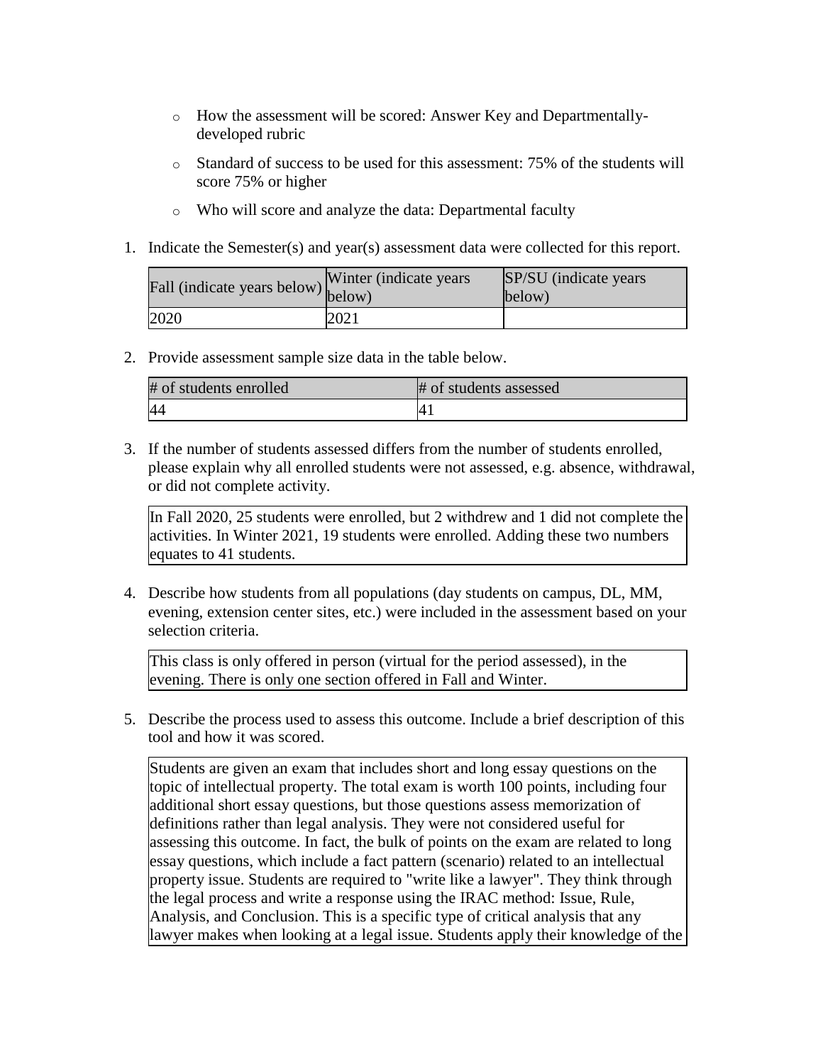- How the assessment will be scored: Answer Key and Departmentally-developed rubric
- Standard of success to be used for this assessment: 75% of the students will score 75% or higher
- Who will score and analyze the data: Departmental faculty

1. Indicate the Semester(s) and year(s) assessment data were collected for this report.

| Fall (indicate years below) | Winter (indicate years below) | SP/SU (indicate years below) |
|---|---|---|
| 2020 | 2021 | |

2. Provide assessment sample size data in the table below.

| # of students enrolled | # of students assessed |
|---|---|
| 44 | 41 |

3. If the number of students assessed differs from the number of students enrolled, please explain why all enrolled students were not assessed, e.g. absence, withdrawal, or did not complete activity.

In Fall 2020, 25 students were enrolled, but 2 withdrew and 1 did not complete the activities. In Winter 2021, 19 students were enrolled. Adding these two numbers equates to 41 students.

4. Describe how students from all populations (day students on campus, DL, MM, evening, extension center sites, etc.) were included in the assessment based on your selection criteria.

This class is only offered in person (virtual for the period assessed), in the evening. There is only one section offered in Fall and Winter.

5. Describe the process used to assess this outcome. Include a brief description of this tool and how it was scored.

Students are given an exam that includes short and long essay questions on the topic of intellectual property. The total exam is worth 100 points, including four additional short essay questions, but those questions assess memorization of definitions rather than legal analysis. They were not considered useful for assessing this outcome. In fact, the bulk of points on the exam are related to long essay questions, which include a fact pattern (scenario) related to an intellectual property issue. Students are required to "write like a lawyer". They think through the legal process and write a response using the IRAC method: Issue, Rule, Analysis, and Conclusion. This is a specific type of critical analysis that any lawyer makes when looking at a legal issue. Students apply their knowledge of the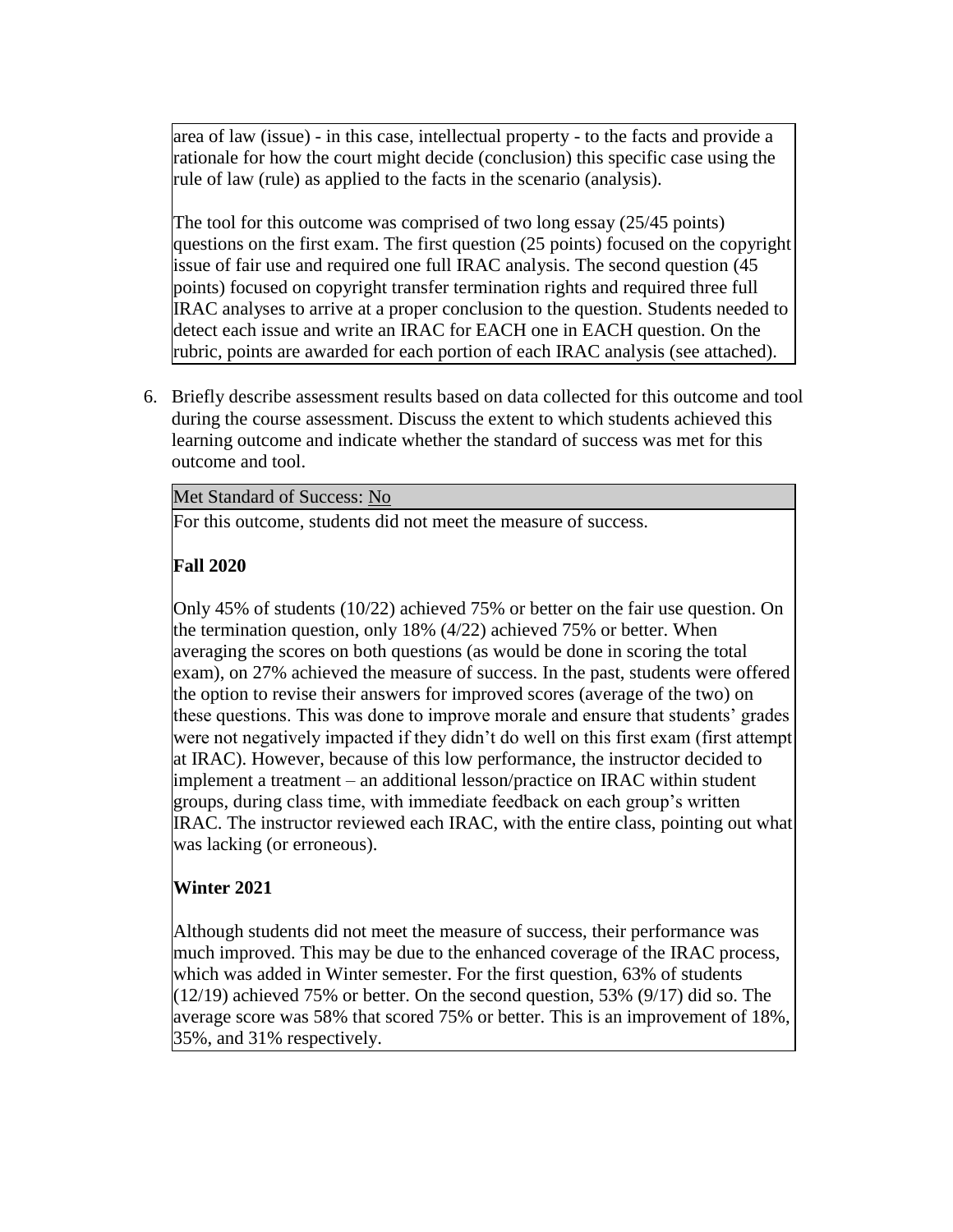area of law (issue) - in this case, intellectual property - to the facts and provide a rationale for how the court might decide (conclusion) this specific case using the rule of law (rule) as applied to the facts in the scenario (analysis).

The tool for this outcome was comprised of two long essay (25/45 points) questions on the first exam. The first question (25 points) focused on the copyright issue of fair use and required one full IRAC analysis. The second question (45 points) focused on copyright transfer termination rights and required three full IRAC analyses to arrive at a proper conclusion to the question. Students needed to detect each issue and write an IRAC for EACH one in EACH question. On the rubric, points are awarded for each portion of each IRAC analysis (see attached).

6. Briefly describe assessment results based on data collected for this outcome and tool during the course assessment. Discuss the extent to which students achieved this learning outcome and indicate whether the standard of success was met for this outcome and tool.

Met Standard of Success: No

For this outcome, students did not meet the measure of success.

**Fall 2020**

Only 45% of students (10/22) achieved 75% or better on the fair use question. On the termination question, only 18% (4/22) achieved 75% or better. When averaging the scores on both questions (as would be done in scoring the total exam), on 27% achieved the measure of success. In the past, students were offered the option to revise their answers for improved scores (average of the two) on these questions. This was done to improve morale and ensure that students' grades were not negatively impacted if they didn't do well on this first exam (first attempt at IRAC). However, because of this low performance, the instructor decided to implement a treatment – an additional lesson/practice on IRAC within student groups, during class time, with immediate feedback on each group's written IRAC. The instructor reviewed each IRAC, with the entire class, pointing out what was lacking (or erroneous).

**Winter 2021**

Although students did not meet the measure of success, their performance was much improved. This may be due to the enhanced coverage of the IRAC process, which was added in Winter semester. For the first question, 63% of students (12/19) achieved 75% or better. On the second question, 53% (9/17) did so. The average score was 58% that scored 75% or better. This is an improvement of 18%, 35%, and 31% respectively.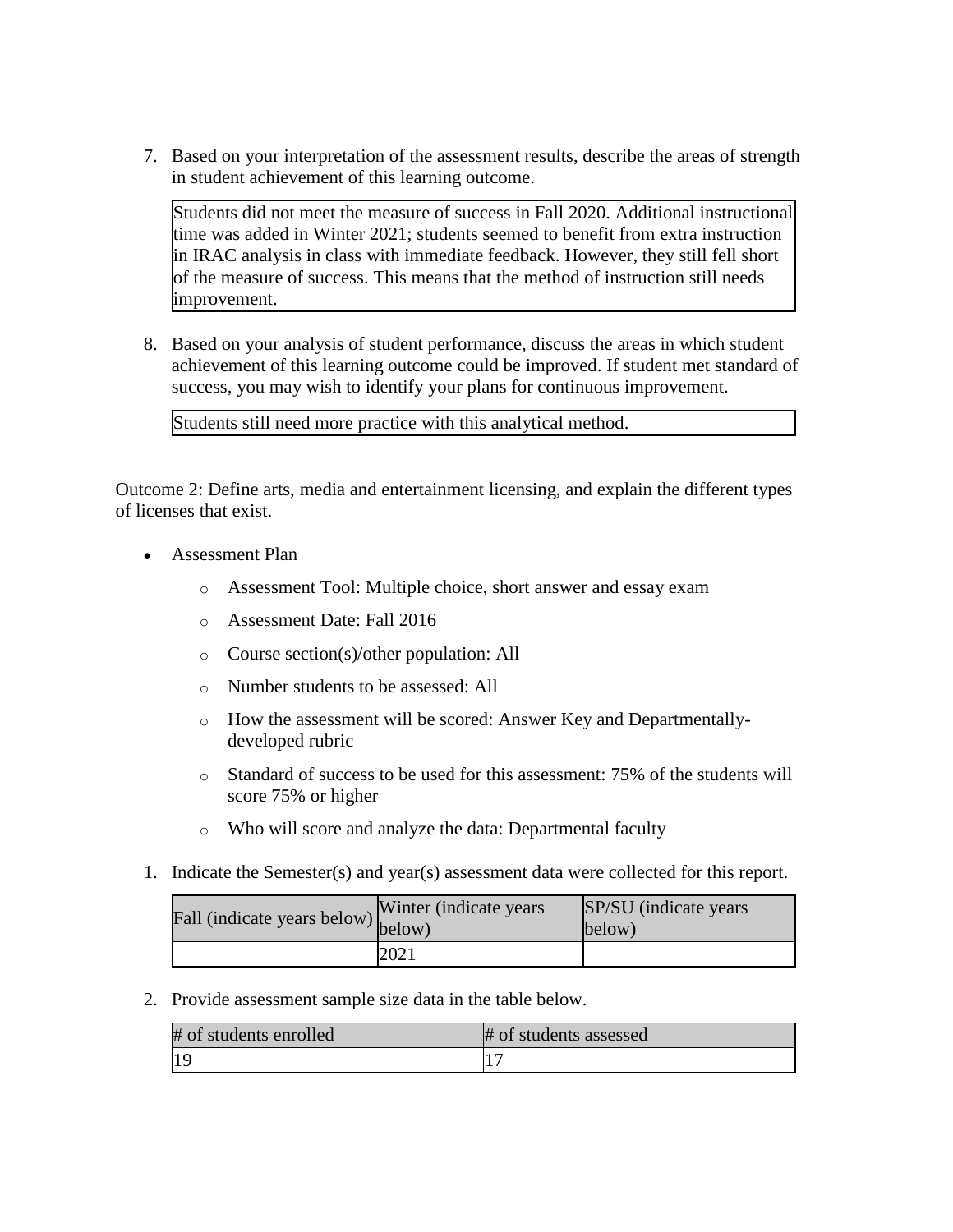7. Based on your interpretation of the assessment results, describe the areas of strength in student achievement of this learning outcome.

| Students did not meet the measure of success in Fall 2020. Additional instructional time was added in Winter 2021; students seemed to benefit from extra instruction in IRAC analysis in class with immediate feedback. However, they still fell short of the measure of success. This means that the method of instruction still needs improvement. |
|---|

8. Based on your analysis of student performance, discuss the areas in which student achievement of this learning outcome could be improved. If student met standard of success, you may wish to identify your plans for continuous improvement.

| Students still need more practice with this analytical method. |
|---|

Outcome 2: Define arts, media and entertainment licensing, and explain the different types of licenses that exist.

- Assessment Plan
  - Assessment Tool: Multiple choice, short answer and essay exam
  - Assessment Date: Fall 2016
  - Course section(s)/other population: All
  - Number students to be assessed: All
  - How the assessment will be scored: Answer Key and Departmentally-developed rubric
  - Standard of success to be used for this assessment: 75% of the students will score 75% or higher
  - Who will score and analyze the data: Departmental faculty

1. Indicate the Semester(s) and year(s) assessment data were collected for this report.

| Fall (indicate years below) | Winter (indicate years below) | SP/SU (indicate years below) |
|---|---|---|
| | 2021 | |

2. Provide assessment sample size data in the table below.

| # of students enrolled | # of students assessed |
|---|---|
| 19 | 17 |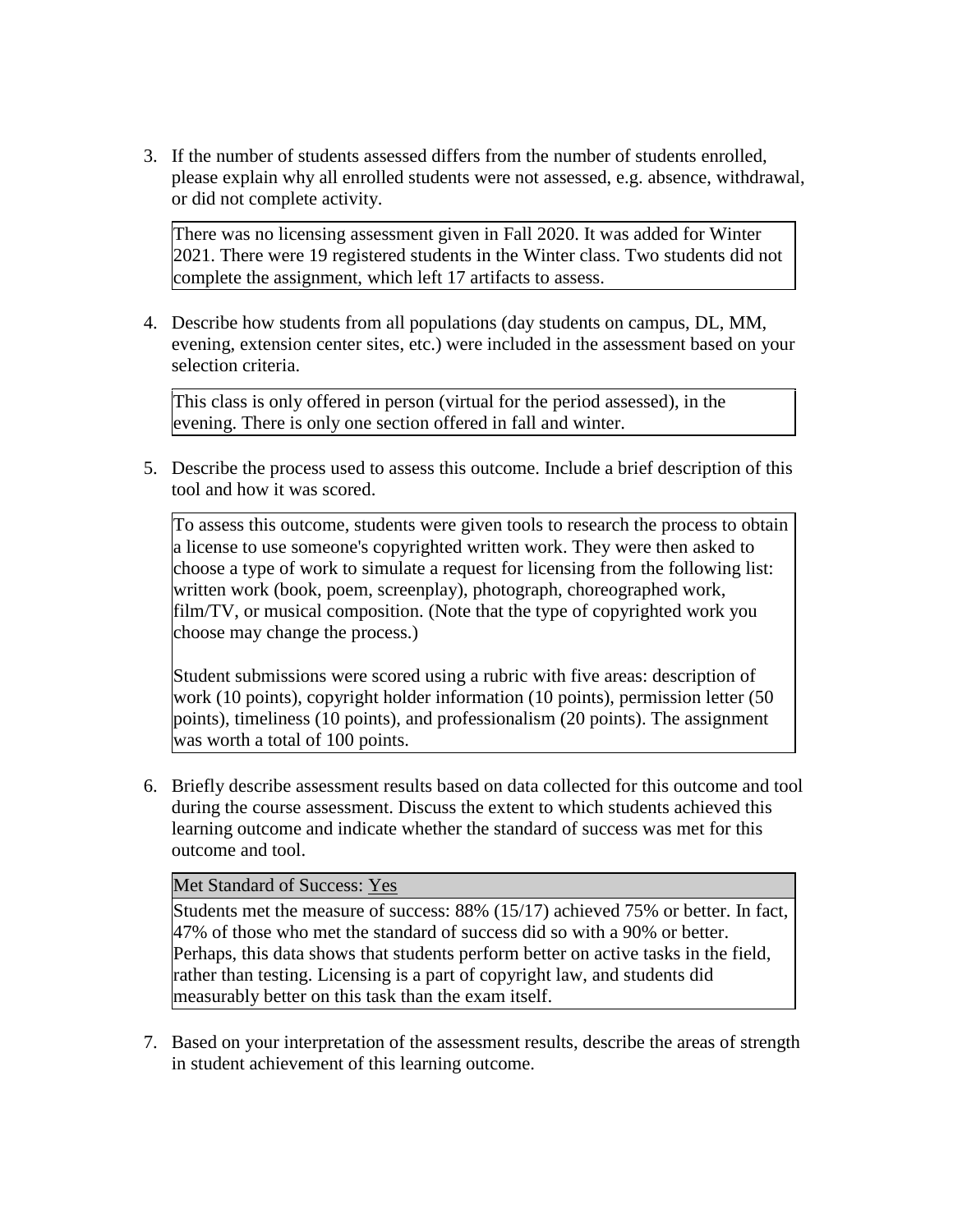3. If the number of students assessed differs from the number of students enrolled, please explain why all enrolled students were not assessed, e.g. absence, withdrawal, or did not complete activity.

   There was no licensing assessment given in Fall 2020. It was added for Winter 2021. There were 19 registered students in the Winter class. Two students did not complete the assignment, which left 17 artifacts to assess.

4. Describe how students from all populations (day students on campus, DL, MM, evening, extension center sites, etc.) were included in the assessment based on your selection criteria.

   This class is only offered in person (virtual for the period assessed), in the evening. There is only one section offered in fall and winter.

5. Describe the process used to assess this outcome. Include a brief description of this tool and how it was scored.

   To assess this outcome, students were given tools to research the process to obtain a license to use someone's copyrighted written work. They were then asked to choose a type of work to simulate a request for licensing from the following list: written work (book, poem, screenplay), photograph, choreographed work, film/TV, or musical composition. (Note that the type of copyrighted work you choose may change the process.)

   Student submissions were scored using a rubric with five areas: description of work (10 points), copyright holder information (10 points), permission letter (50 points), timeliness (10 points), and professionalism (20 points). The assignment was worth a total of 100 points.

6. Briefly describe assessment results based on data collected for this outcome and tool during the course assessment. Discuss the extent to which students achieved this learning outcome and indicate whether the standard of success was met for this outcome and tool.

   Met Standard of Success: Yes

   Students met the measure of success: 88% (15/17) achieved 75% or better. In fact, 47% of those who met the standard of success did so with a 90% or better. Perhaps, this data shows that students perform better on active tasks in the field, rather than testing. Licensing is a part of copyright law, and students did measurably better on this task than the exam itself.

7. Based on your interpretation of the assessment results, describe the areas of strength in student achievement of this learning outcome.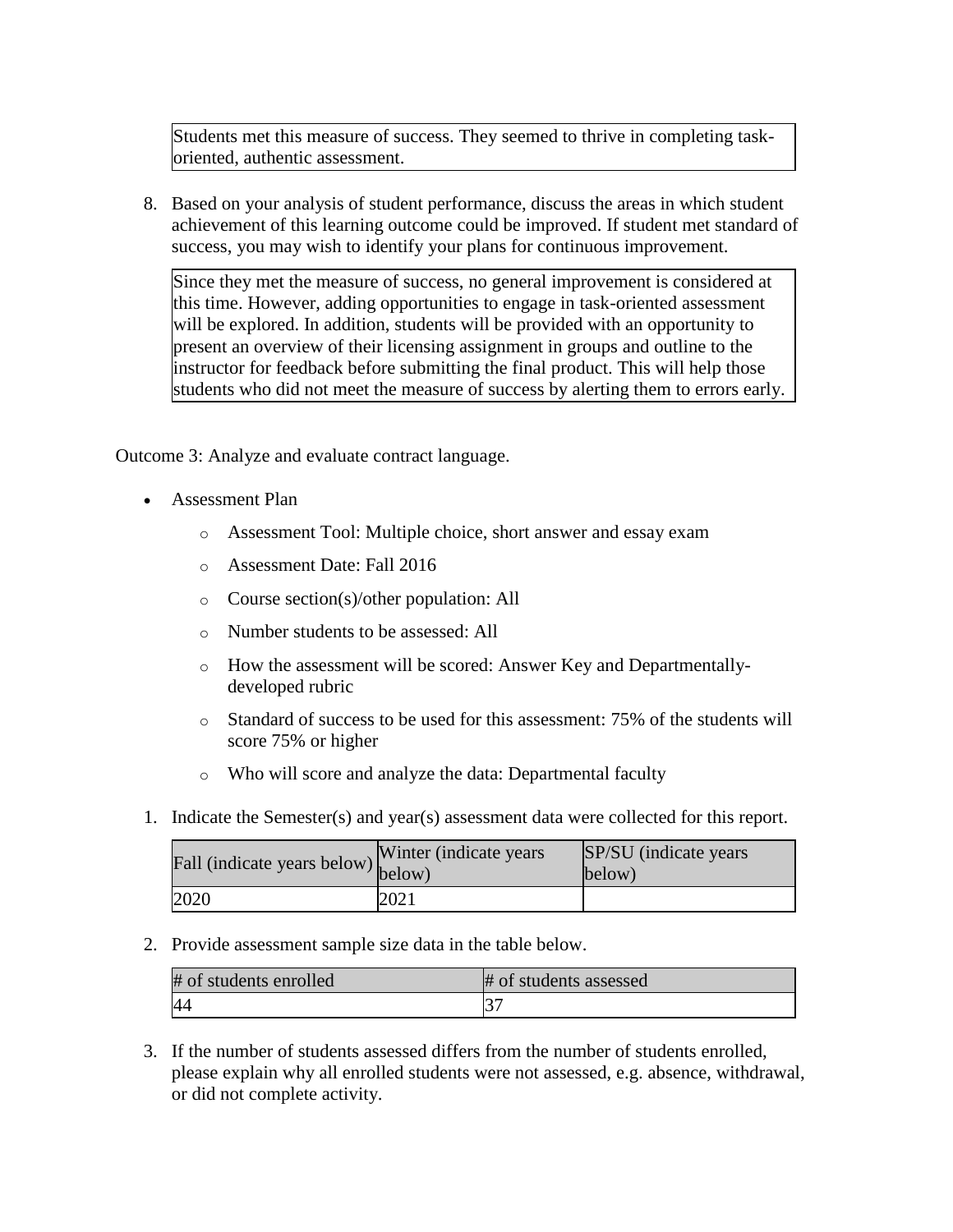Students met this measure of success. They seemed to thrive in completing task-oriented, authentic assessment.

8. Based on your analysis of student performance, discuss the areas in which student achievement of this learning outcome could be improved. If student met standard of success, you may wish to identify your plans for continuous improvement.

Since they met the measure of success, no general improvement is considered at this time. However, adding opportunities to engage in task-oriented assessment will be explored. In addition, students will be provided with an opportunity to present an overview of their licensing assignment in groups and outline to the instructor for feedback before submitting the final product. This will help those students who did not meet the measure of success by alerting them to errors early.

Outcome 3: Analyze and evaluate contract language.

- Assessment Plan
  - Assessment Tool: Multiple choice, short answer and essay exam
  - Assessment Date: Fall 2016
  - Course section(s)/other population: All
  - Number students to be assessed: All
  - How the assessment will be scored: Answer Key and Departmentally-developed rubric
  - Standard of success to be used for this assessment: 75% of the students will score 75% or higher
  - Who will score and analyze the data: Departmental faculty

1. Indicate the Semester(s) and year(s) assessment data were collected for this report.

| Fall (indicate years below) | Winter (indicate years below) | SP/SU (indicate years below) |
| --- | --- | --- |
| 2020 | 2021 | |

2. Provide assessment sample size data in the table below.

| # of students enrolled | # of students assessed |
| --- | --- |
| 44 | 37 |

3. If the number of students assessed differs from the number of students enrolled, please explain why all enrolled students were not assessed, e.g. absence, withdrawal, or did not complete activity.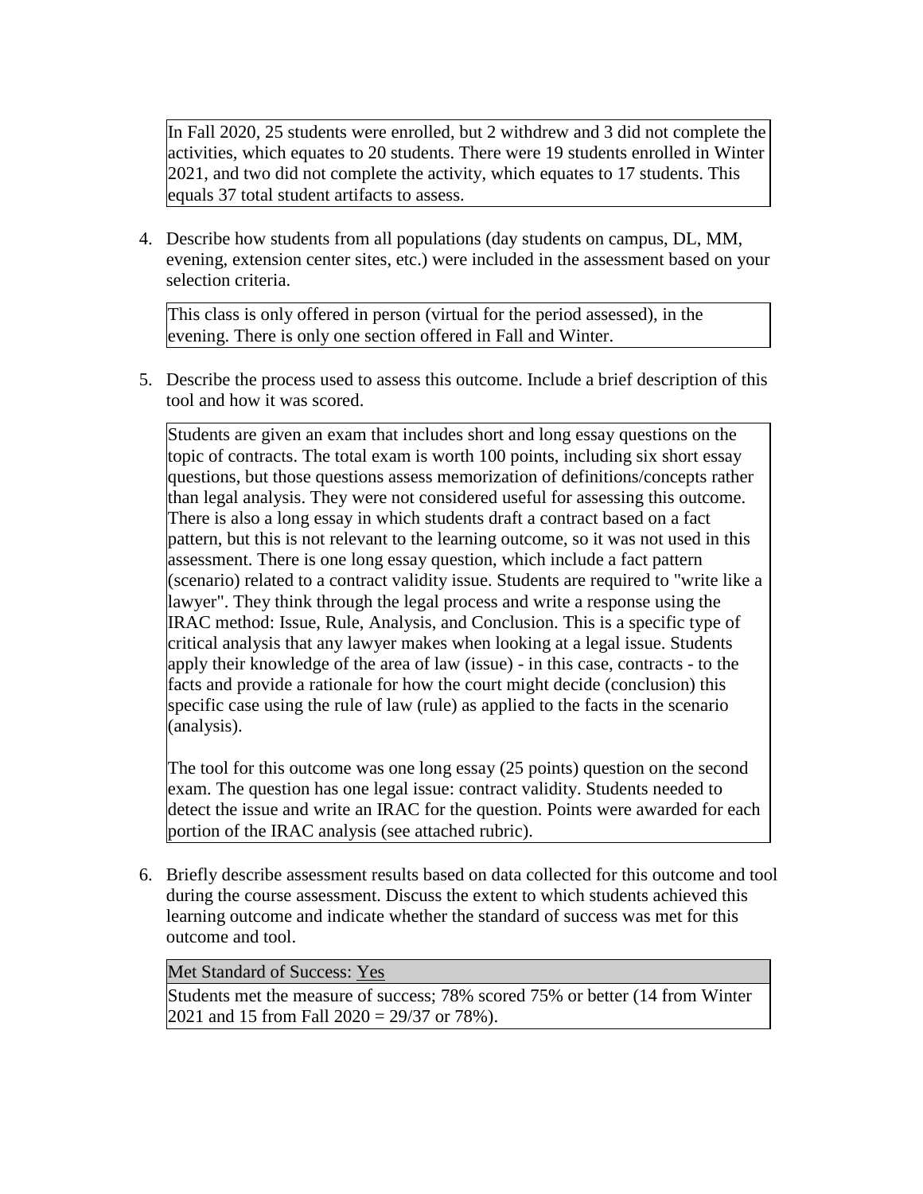In Fall 2020, 25 students were enrolled, but 2 withdrew and 3 did not complete the activities, which equates to 20 students. There were 19 students enrolled in Winter 2021, and two did not complete the activity, which equates to 17 students. This equals 37 total student artifacts to assess.

4. Describe how students from all populations (day students on campus, DL, MM, evening, extension center sites, etc.) were included in the assessment based on your selection criteria.

This class is only offered in person (virtual for the period assessed), in the evening. There is only one section offered in Fall and Winter.

5. Describe the process used to assess this outcome. Include a brief description of this tool and how it was scored.

Students are given an exam that includes short and long essay questions on the topic of contracts. The total exam is worth 100 points, including six short essay questions, but those questions assess memorization of definitions/concepts rather than legal analysis. They were not considered useful for assessing this outcome. There is also a long essay in which students draft a contract based on a fact pattern, but this is not relevant to the learning outcome, so it was not used in this assessment. There is one long essay question, which include a fact pattern (scenario) related to a contract validity issue. Students are required to "write like a lawyer". They think through the legal process and write a response using the IRAC method: Issue, Rule, Analysis, and Conclusion. This is a specific type of critical analysis that any lawyer makes when looking at a legal issue. Students apply their knowledge of the area of law (issue) - in this case, contracts - to the facts and provide a rationale for how the court might decide (conclusion) this specific case using the rule of law (rule) as applied to the facts in the scenario (analysis).

The tool for this outcome was one long essay (25 points) question on the second exam. The question has one legal issue: contract validity. Students needed to detect the issue and write an IRAC for the question. Points were awarded for each portion of the IRAC analysis (see attached rubric).

6. Briefly describe assessment results based on data collected for this outcome and tool during the course assessment. Discuss the extent to which students achieved this learning outcome and indicate whether the standard of success was met for this outcome and tool.

Met Standard of Success: Yes

Students met the measure of success; 78% scored 75% or better (14 from Winter 2021 and 15 from Fall 2020 = 29/37 or 78%).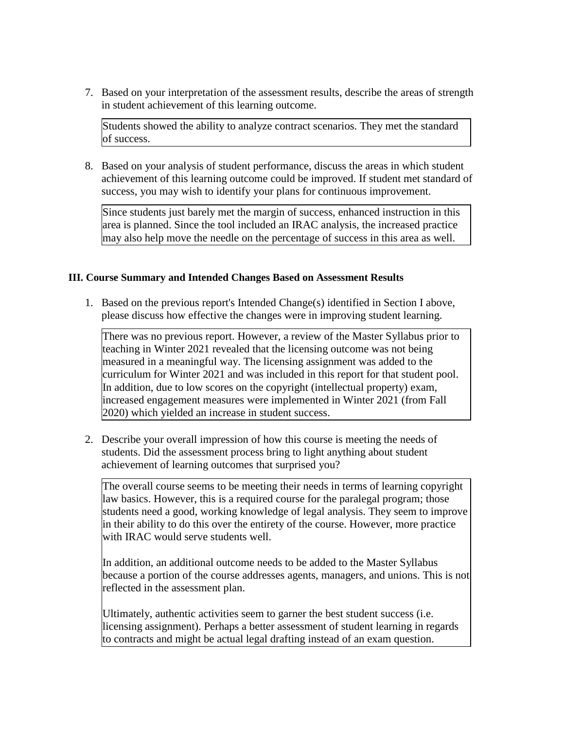7. Based on your interpretation of the assessment results, describe the areas of strength in student achievement of this learning outcome.

   Students showed the ability to analyze contract scenarios. They met the standard of success.

8. Based on your analysis of student performance, discuss the areas in which student achievement of this learning outcome could be improved. If student met standard of success, you may wish to identify your plans for continuous improvement.

   Since students just barely met the margin of success, enhanced instruction in this area is planned. Since the tool included an IRAC analysis, the increased practice may also help move the needle on the percentage of success in this area as well.

**III. Course Summary and Intended Changes Based on Assessment Results**

1. Based on the previous report's Intended Change(s) identified in Section I above, please discuss how effective the changes were in improving student learning.

   There was no previous report. However, a review of the Master Syllabus prior to teaching in Winter 2021 revealed that the licensing outcome was not being measured in a meaningful way. The licensing assignment was added to the curriculum for Winter 2021 and was included in this report for that student pool. In addition, due to low scores on the copyright (intellectual property) exam, increased engagement measures were implemented in Winter 2021 (from Fall 2020) which yielded an increase in student success.

2. Describe your overall impression of how this course is meeting the needs of students. Did the assessment process bring to light anything about student achievement of learning outcomes that surprised you?

   The overall course seems to be meeting their needs in terms of learning copyright law basics. However, this is a required course for the paralegal program; those students need a good, working knowledge of legal analysis. They seem to improve in their ability to do this over the entirety of the course. However, more practice with IRAC would serve students well.

   In addition, an additional outcome needs to be added to the Master Syllabus because a portion of the course addresses agents, managers, and unions. This is not reflected in the assessment plan.

   Ultimately, authentic activities seem to garner the best student success (i.e. licensing assignment). Perhaps a better assessment of student learning in regards to contracts and might be actual legal drafting instead of an exam question.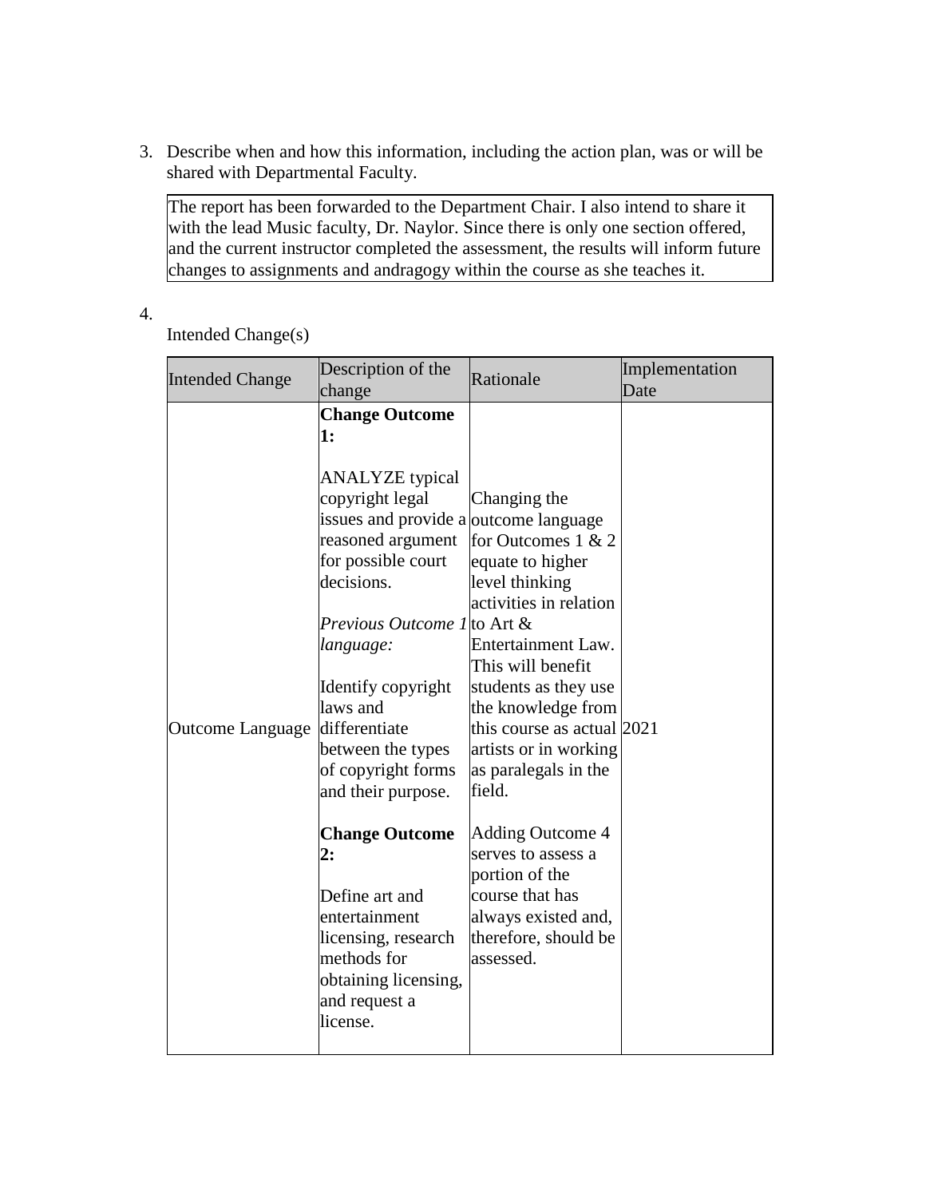3. Describe when and how this information, including the action plan, was or will be shared with Departmental Faculty.

The report has been forwarded to the Department Chair. I also intend to share it with the lead Music faculty, Dr. Naylor. Since there is only one section offered, and the current instructor completed the assessment, the results will inform future changes to assignments and andragogy within the course as she teaches it.

4. Intended Change(s)

| Intended Change | Description of the change | Rationale | Implementation Date |
|---|---|---|---|
| Outcome Language | **Change Outcome 1:**<br><br>ANALYZE typical copyright legal issues and provide a reasoned argument for possible court decisions.<br><br>*Previous Outcome 1 language:*<br><br>Identify copyright laws and differentiate between the types of copyright forms and their purpose.<br><br>**Change Outcome 2:**<br><br>Define art and entertainment licensing, research methods for obtaining licensing, and request a license. | Changing the outcome language for Outcomes 1 & 2 equate to higher level thinking activities in relation to Art & Entertainment Law. This will benefit students as they use the knowledge from this course as actual artists or in working as paralegals in the field.<br><br>Adding Outcome 4 serves to assess a portion of the course that has always existed and, therefore, should be assessed. | 2021 |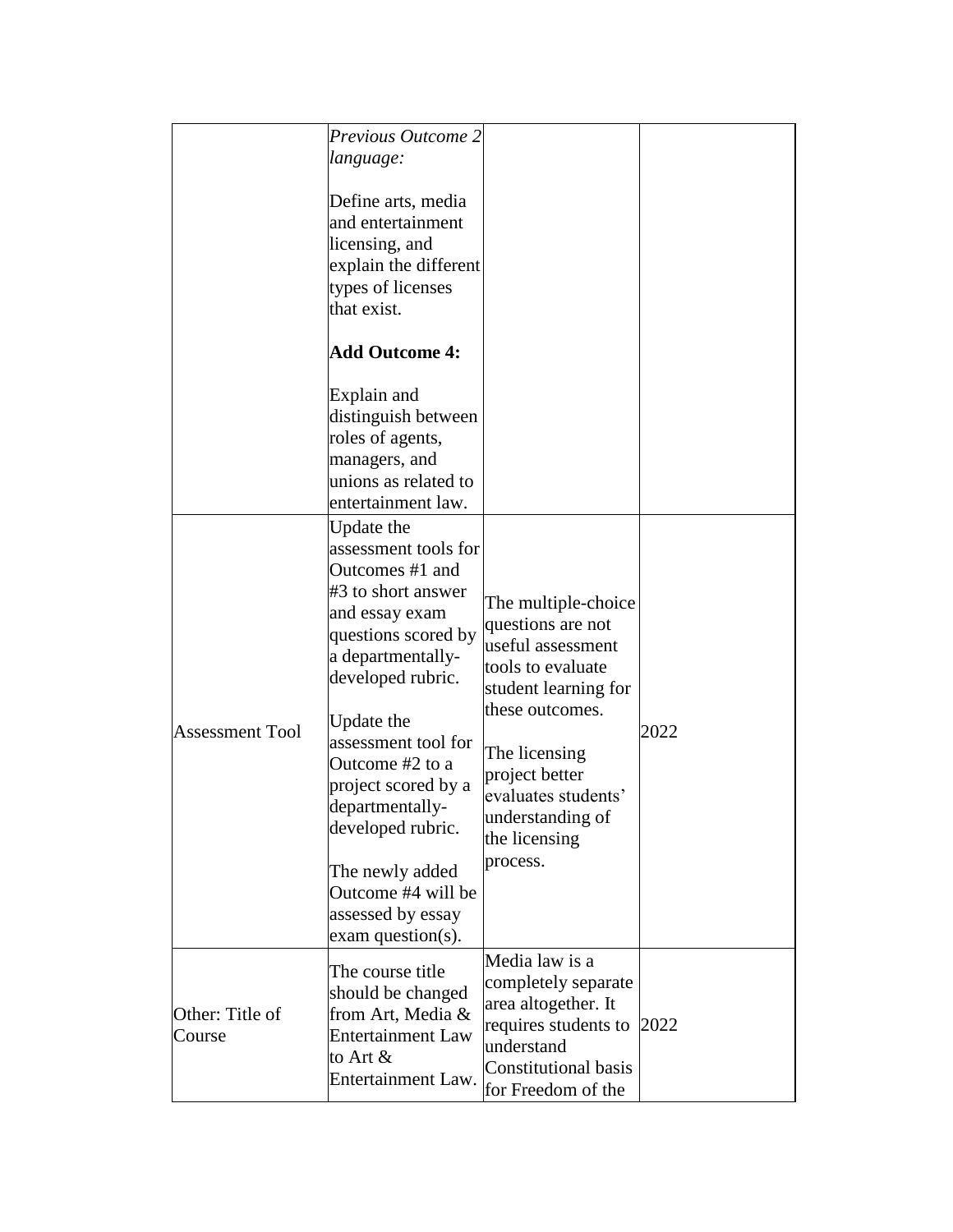| | | | |
|---|---|---|---|
| | *Previous Outcome 2 language:*<br><br>Define arts, media and entertainment licensing, and explain the different types of licenses that exist.<br><br>**Add Outcome 4:**<br><br>Explain and distinguish between roles of agents, managers, and unions as related to entertainment law. | | |
| Assessment Tool | Update the assessment tools for Outcomes #1 and #3 to short answer and essay exam questions scored by a departmentally-developed rubric.<br><br>Update the assessment tool for Outcome #2 to a project scored by a departmentally-developed rubric.<br><br>The newly added Outcome #4 will be assessed by essay exam question(s). | The multiple-choice questions are not useful assessment tools to evaluate student learning for these outcomes.<br><br>The licensing project better evaluates students' understanding of the licensing process. | 2022 |
| Other: Title of Course | The course title should be changed from Art, Media & Entertainment Law to Art & Entertainment Law. | Media law is a completely separate area altogether. It requires students to understand Constitutional basis for Freedom of the | 2022 |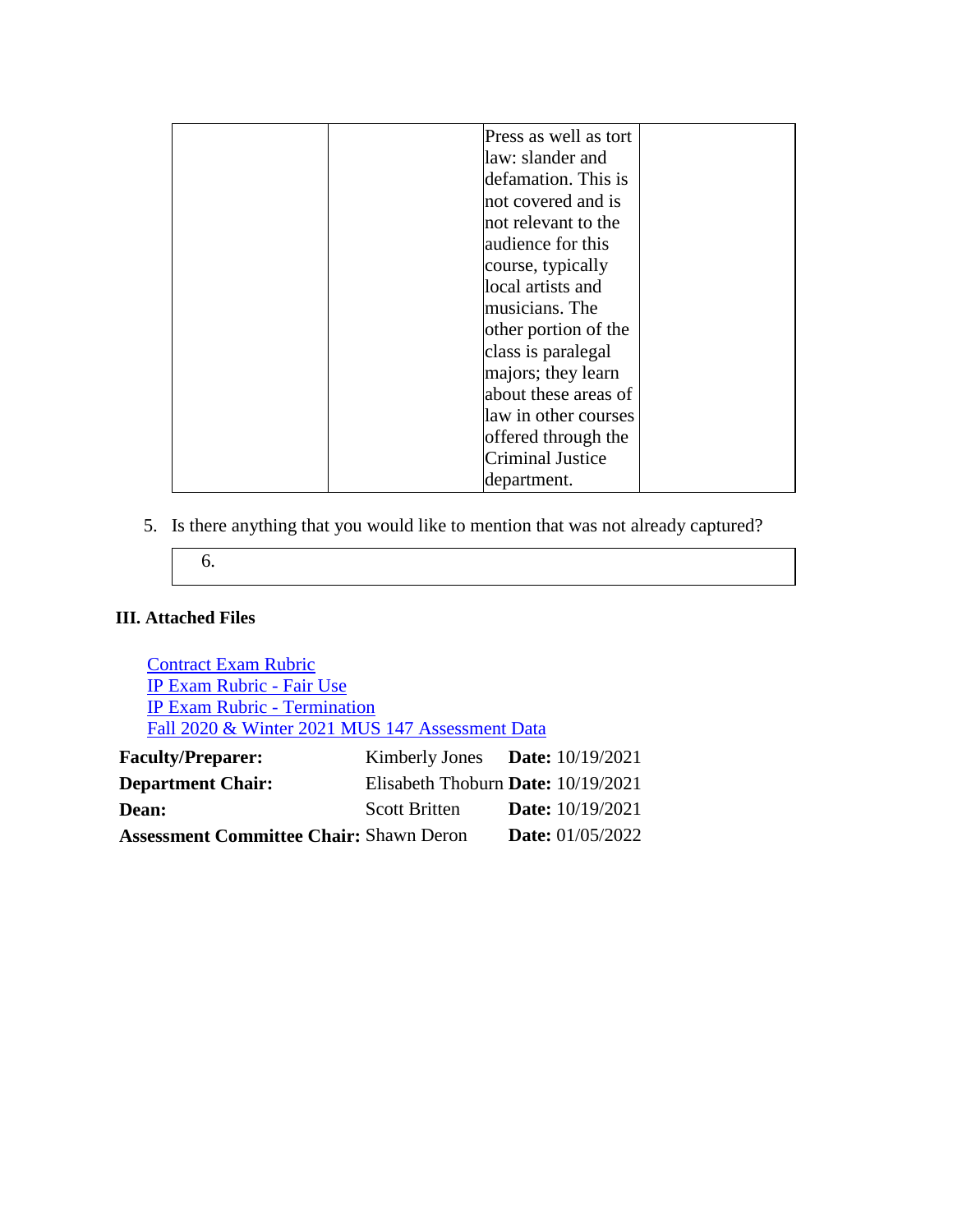| | | | |
|---|---|---|---|
| | | Press as well as tort law: slander and defamation. This is not covered and is not relevant to the audience for this course, typically local artists and musicians. The other portion of the class is paralegal majors; they learn about these areas of law in other courses offered through the Criminal Justice department. | |

5. Is there anything that you would like to mention that was not already captured?

| |
|---|
| 6. |

### III. Attached Files

[Contract Exam Rubric]
[IP Exam Rubric - Fair Use]
[IP Exam Rubric - Termination]
[Fall 2020 & Winter 2021 MUS 147 Assessment Data]

| | | |
|---|---|---|
| **Faculty/Preparer:** | Kimberly Jones | **Date:** 10/19/2021 |
| **Department Chair:** | Elisabeth Thoburn | **Date:** 10/19/2021 |
| **Dean:** | Scott Britten | **Date:** 10/19/2021 |
| **Assessment Committee Chair:** | Shawn Deron | **Date:** 01/05/2022 |